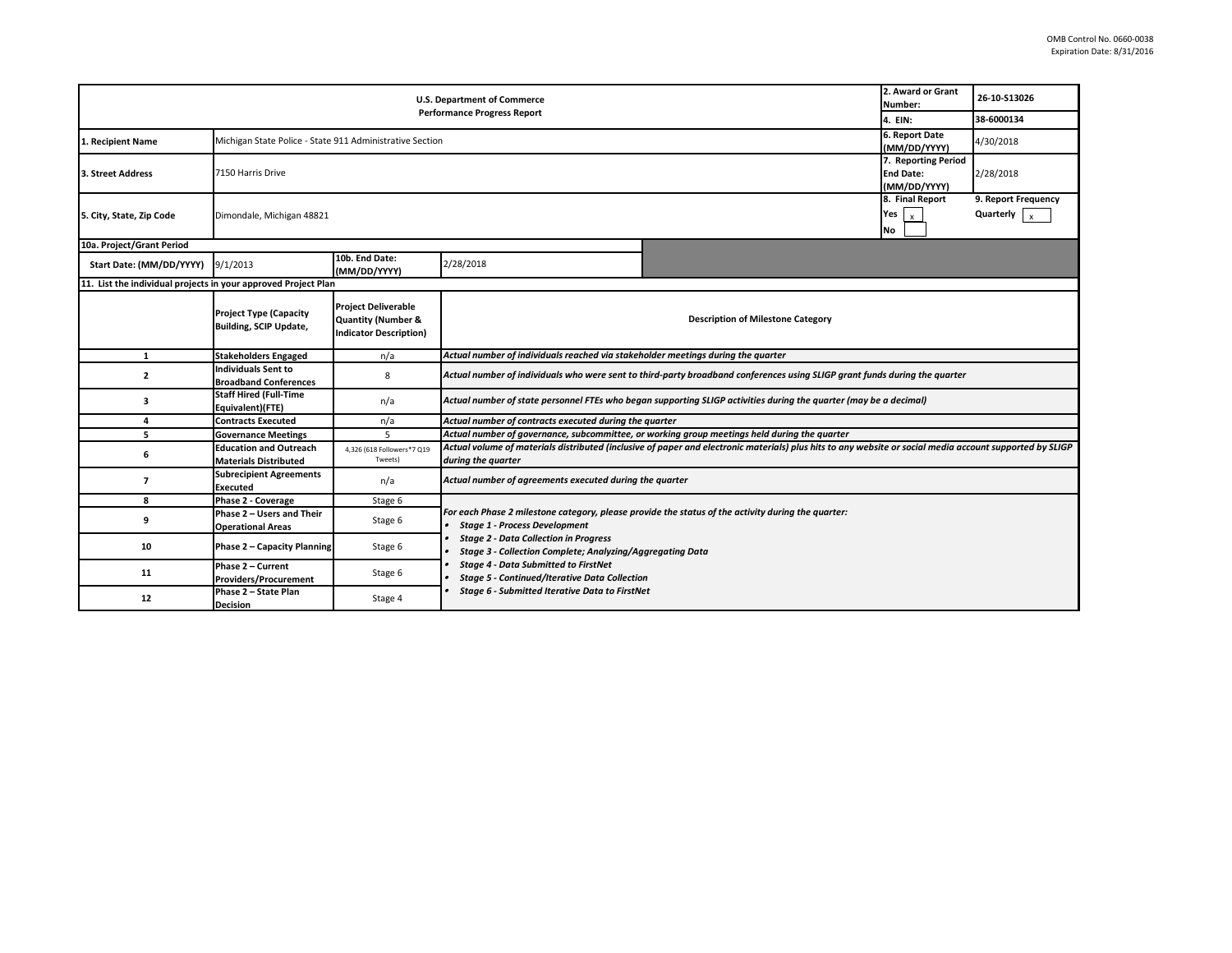OMB Control No. 0660-0038
Expiration Date: 8/31/2016

| U.S. Department of Commerce<br>Performance Progress Report | | | | 2. Award or Grant Number: | 26-10-S13026 |
|---|---|---|---|---|---|
| | | | | 4. EIN: | 38-6000134 |
| 1. Recipient Name | Michigan State Police - State 911 Administrative Section | | | 6. Report Date (MM/DD/YYYY) | 4/30/2018 |
| 3. Street Address | 7150 Harris Drive | | | 7. Reporting Period End Date: (MM/DD/YYYY) | 2/28/2018 |
| 5. City, State, Zip Code | Dimondale, Michigan 48821 | | | 8. Final Report<br>Yes x<br>No | 9. Report Frequency<br>Quarterly x |
| 10a. Project/Grant Period | | | | | |
| Start Date: (MM/DD/YYYY) | 9/1/2013 | 10b. End Date: (MM/DD/YYYY) | 2/28/2018 | | |

**11. List the individual projects in your approved Project Plan**

| | Project Type (Capacity Building, SCIP Update, | Project Deliverable Quantity (Number & Indicator Description) | Description of Milestone Category |
|---|---|---|---|
| 1 | Stakeholders Engaged | n/a | *Actual number of individuals reached via stakeholder meetings during the quarter* |
| 2 | Individuals Sent to Broadband Conferences | 8 | *Actual number of individuals who were sent to third-party broadband conferences using SLIGP grant funds during the quarter* |
| 3 | Staff Hired (Full-Time Equivalent)(FTE) | n/a | *Actual number of state personnel FTEs who began supporting SLIGP activities during the quarter (may be a decimal)* |
| 4 | Contracts Executed | n/a | *Actual number of contracts executed during the quarter* |
| 5 | Governance Meetings | 5 | *Actual number of governance, subcommittee, or working group meetings held during the quarter* |
| 6 | Education and Outreach Materials Distributed | 4,326 (618 Followers*7 Q19 Tweets) | *Actual volume of materials distributed (inclusive of paper and electronic materials) plus hits to any website or social media account supported by SLIGP during the quarter* |
| 7 | Subrecipient Agreements Executed | n/a | *Actual number of agreements executed during the quarter* |
| 8 | Phase 2 - Coverage | Stage 6 | *For each Phase 2 milestone category, please provide the status of the activity during the quarter:*<br>• ***Stage 1 - Process Development***<br>• ***Stage 2 - Data Collection in Progress***<br>• ***Stage 3 - Collection Complete; Analyzing/Aggregating Data***<br>• ***Stage 4 - Data Submitted to FirstNet***<br>• ***Stage 5 - Continued/Iterative Data Collection***<br>• ***Stage 6 - Submitted Iterative Data to FirstNet*** |
| 9 | Phase 2 – Users and Their Operational Areas | Stage 6 | |
| 10 | Phase 2 – Capacity Planning | Stage 6 | |
| 11 | Phase 2 – Current Providers/Procurement | Stage 6 | |
| 12 | Phase 2 – State Plan Decision | Stage 4 | |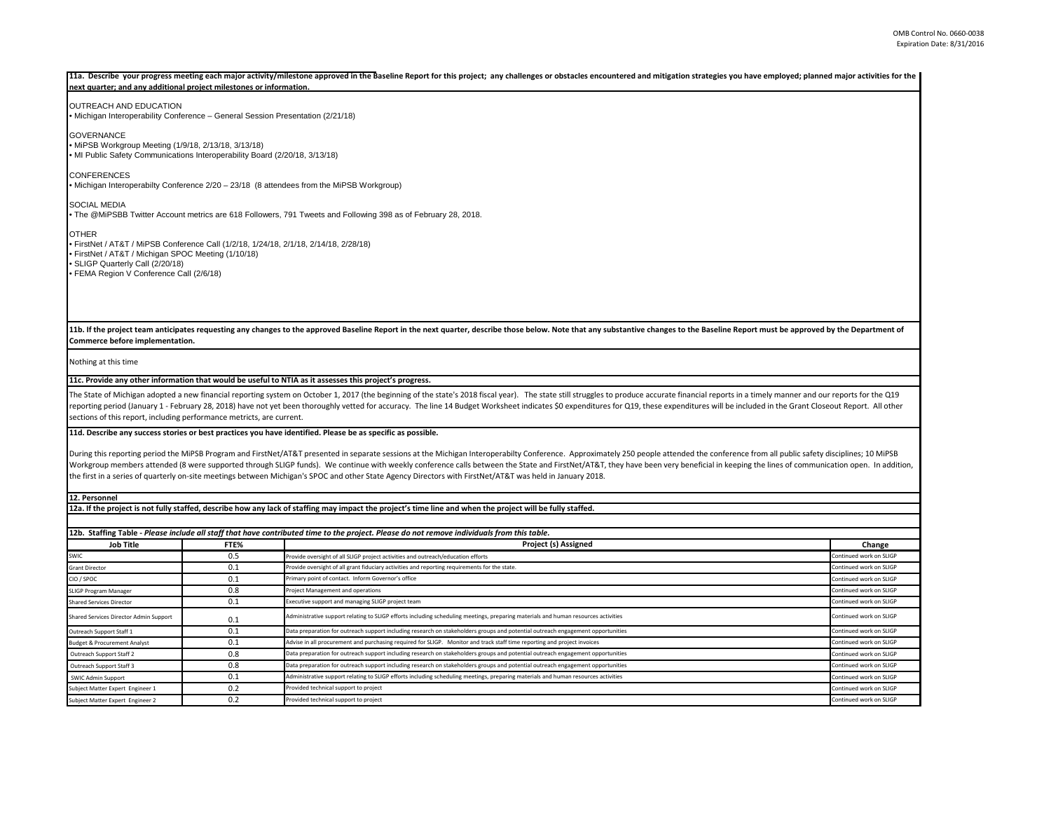**11a. Describe your progress meeting each major activity/milestone approved in the Baseline Report for this project; any challenges or obstacles encountered and mitigation strategies you have employed; planned major activities for the next quarter; and any additional project milestones or information.**

OUTREACH AND EDUCATION
- Michigan Interoperability Conference – General Session Presentation (2/21/18)

GOVERNANCE
- MiPSB Workgroup Meeting (1/9/18, 2/13/18, 3/13/18)
- MI Public Safety Communications Interoperability Board (2/20/18, 3/13/18)

CONFERENCES
- Michigan Interoperabilty Conference 2/20 – 23/18 (8 attendees from the MiPSB Workgroup)

SOCIAL MEDIA
- The @MiPSBB Twitter Account metrics are 618 Followers, 791 Tweets and Following 398 as of February 28, 2018.

OTHER
- FirstNet / AT&T / MiPSB Conference Call (1/2/18, 1/24/18, 2/1/18, 2/14/18, 2/28/18)
- FirstNet / AT&T / Michigan SPOC Meeting (1/10/18)
- SLIGP Quarterly Call (2/20/18)
- FEMA Region V Conference Call (2/6/18)

**11b. If the project team anticipates requesting any changes to the approved Baseline Report in the next quarter, describe those below. Note that any substantive changes to the Baseline Report must be approved by the Department of Commerce before implementation.**

Nothing at this time

**11c. Provide any other information that would be useful to NTIA as it assesses this project's progress.**

The State of Michigan adopted a new financial reporting system on October 1, 2017 (the beginning of the state's 2018 fiscal year). The state still struggles to produce accurate financial reports in a timely manner and our reports for the Q19 reporting period (January 1 - February 28, 2018) have not yet been thoroughly vetted for accuracy. The line 14 Budget Worksheet indicates $0 expenditures for Q19, these expenditures will be included in the Grant Closeout Report. All other sections of this report, including performance metrics, are current.

**11d. Describe any success stories or best practices you have identified. Please be as specific as possible.**

During this reporting period the MiPSB Program and FirstNet/AT&T presented in separate sessions at the Michigan Interoperabilty Conference. Approximately 250 people attended the conference from all public safety disciplines; 10 MiPSB Workgroup members attended (8 were supported through SLIGP funds). We continue with weekly conference calls between the State and FirstNet/AT&T, they have been very beneficial in keeping the lines of communication open. In addition, the first in a series of quarterly on-site meetings between Michigan's SPOC and other State Agency Directors with FirstNet/AT&T was held in January 2018.

**12. Personnel**

**12a. If the project is not fully staffed, describe how any lack of staffing may impact the project's time line and when the project will be fully staffed.**

**12b. Staffing Table** - *Please include all staff that have contributed time to the project. Please do not remove individuals from this table.*

| Job Title | FTE% | Project (s) Assigned | Change |
|---|---|---|---|
| SWIC | 0.5 | Provide oversight of all SLIGP project activities and outreach/education efforts | Continued work on SLIGP |
| Grant Director | 0.1 | Provide oversight of all grant fiduciary activities and reporting requirements for the state. | Continued work on SLIGP |
| CIO / SPOC | 0.1 | Primary point of contact. Inform Governor's office | Continued work on SLIGP |
| SLIGP Program Manager | 0.8 | Project Management and operations | Continued work on SLIGP |
| Shared Services Director | 0.1 | Executive support and managing SLIGP project team | Continued work on SLIGP |
| Shared Services Director Admin Support | 0.1 | Administrative support relating to SLIGP efforts including scheduling meetings, preparing materials and human resources activities | Continued work on SLIGP |
| Outreach Support Staff 1 | 0.1 | Data preparation for outreach support including research on stakeholders groups and potential outreach engagement opportunities | Continued work on SLIGP |
| Budget & Procurement Analyst | 0.1 | Advise in all procurement and purchasing required for SLIGP. Monitor and track staff time reporting and project invoices | Continued work on SLIGP |
| Outreach Support Staff 2 | 0.8 | Data preparation for outreach support including research on stakeholders groups and potential outreach engagement opportunities | Continued work on SLIGP |
| Outreach Support Staff 3 | 0.8 | Data preparation for outreach support including research on stakeholders groups and potential outreach engagement opportunities | Continued work on SLIGP |
| SWIC Admin Support | 0.1 | Administrative support relating to SLIGP efforts including scheduling meetings, preparing materials and human resources activities | Continued work on SLIGP |
| Subject Matter Expert Engineer 1 | 0.2 | Provided technical support to project | Continued work on SLIGP |
| Subject Matter Expert Engineer 2 | 0.2 | Provided technical support to project | Continued work on SLIGP |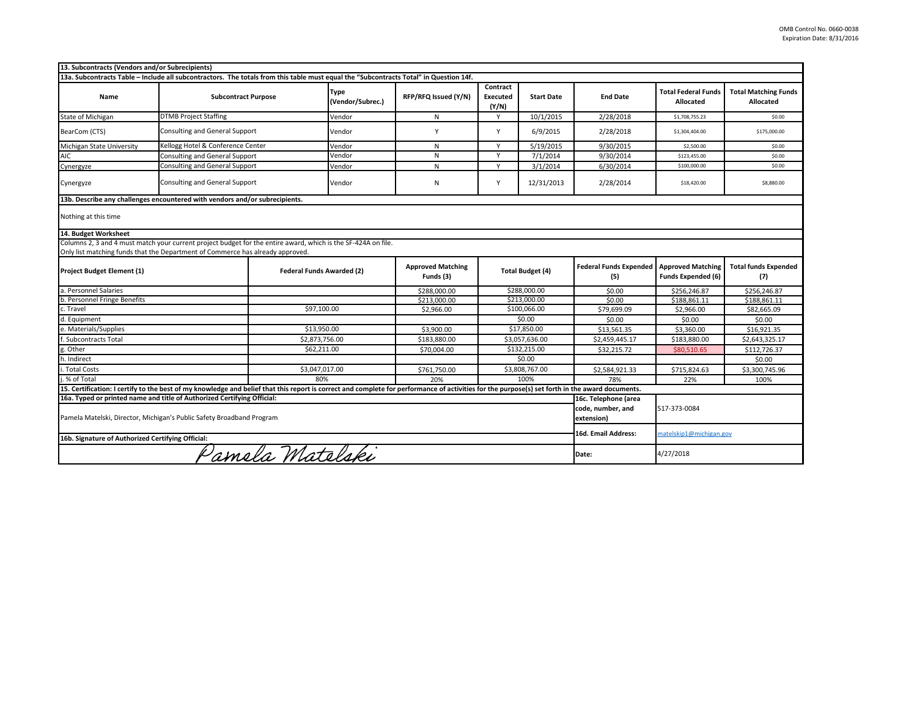OMB Control No. 0660-0038
Expiration Date: 8/31/2016

**13. Subcontracts (Vendors and/or Subrecipients)**

**13a. Subcontracts Table – Include all subcontractors. The totals from this table must equal the "Subcontracts Total" in Question 14f.**

| Name | Subcontract Purpose | Type (Vendor/Subrec.) | RFP/RFQ Issued (Y/N) | Contract Executed (Y/N) | Start Date | End Date | Total Federal Funds Allocated | Total Matching Funds Allocated |
|---|---|---|---|---|---|---|---|---|
| State of Michigan | DTMB Project Staffing | Vendor | N | Y | 10/1/2015 | 2/28/2018 | $1,708,755.23 | $0.00 |
| BearCom (CTS) | Consulting and General Support | Vendor | Y | Y | 6/9/2015 | 2/28/2018 | $1,304,404.00 | $175,000.00 |
| Michigan State University | Kellogg Hotel & Conference Center | Vendor | N | Y | 5/19/2015 | 9/30/2015 | $2,500.00 | $0.00 |
| AIC | Consulting and General Support | Vendor | N | Y | 7/1/2014 | 9/30/2014 | $123,455.00 | $0.00 |
| Cynergyze | Consulting and General Support | Vendor | N | Y | 3/1/2014 | 6/30/2014 | $100,000.00 | $0.00 |
| Cynergyze | Consulting and General Support | Vendor | N | Y | 12/31/2013 | 2/28/2014 | $18,420.00 | $8,880.00 |

**13b. Describe any challenges encountered with vendors and/or subrecipients.**

Nothing at this time

**14. Budget Worksheet**

Columns 2, 3 and 4 must match your current project budget for the entire award, which is the SF-424A on file.
Only list matching funds that the Department of Commerce has already approved.

| Project Budget Element (1) | Federal Funds Awarded (2) | Approved Matching Funds (3) | Total Budget (4) | Federal Funds Expended (5) | Approved Matching Funds Expended (6) | Total funds Expended (7) |
|---|---|---|---|---|---|---|
| a. Personnel Salaries | | $288,000.00 | $288,000.00 | $0.00 | $256,246.87 | $256,246.87 |
| b. Personnel Fringe Benefits | | $213,000.00 | $213,000.00 | $0.00 | $188,861.11 | $188,861.11 |
| c. Travel | $97,100.00 | $2,966.00 | $100,066.00 | $79,699.09 | $2,966.00 | $82,665.09 |
| d. Equipment | | | $0.00 | $0.00 | $0.00 | $0.00 |
| e. Materials/Supplies | $13,950.00 | $3,900.00 | $17,850.00 | $13,561.35 | $3,360.00 | $16,921.35 |
| f. Subcontracts Total | $2,873,756.00 | $183,880.00 | $3,057,636.00 | $2,459,445.17 | $183,880.00 | $2,643,325.17 |
| g. Other | $62,211.00 | $70,004.00 | $132,215.00 | $32,215.72 | $80,510.65 | $112,726.37 |
| h. Indirect | | | $0.00 | | | $0.00 |
| i. Total Costs | $3,047,017.00 | $761,750.00 | $3,808,767.00 | $2,584,921.33 | $715,824.63 | $3,300,745.96 |
| j. % of Total | 80% | 20% | 100% | 78% | 22% | 100% |

**15. Certification: I certify to the best of my knowledge and belief that this report is correct and complete for performance of activities for the purpose(s) set forth in the award documents.**

| | | | |
|---|---|---|---|
| **16a. Typed or printed name and title of Authorized Certifying Official:** Pamela Matelski, Director, Michigan's Public Safety Broadband Program | | **16c. Telephone (area code, number, and extension)** | 517-373-0084 |
| **16b. Signature of Authorized Certifying Official:** | | **16d. Email Address:** | matelskip1@michigan.gov |
| Pamela Matelski | | **Date:** | 4/27/2018 |